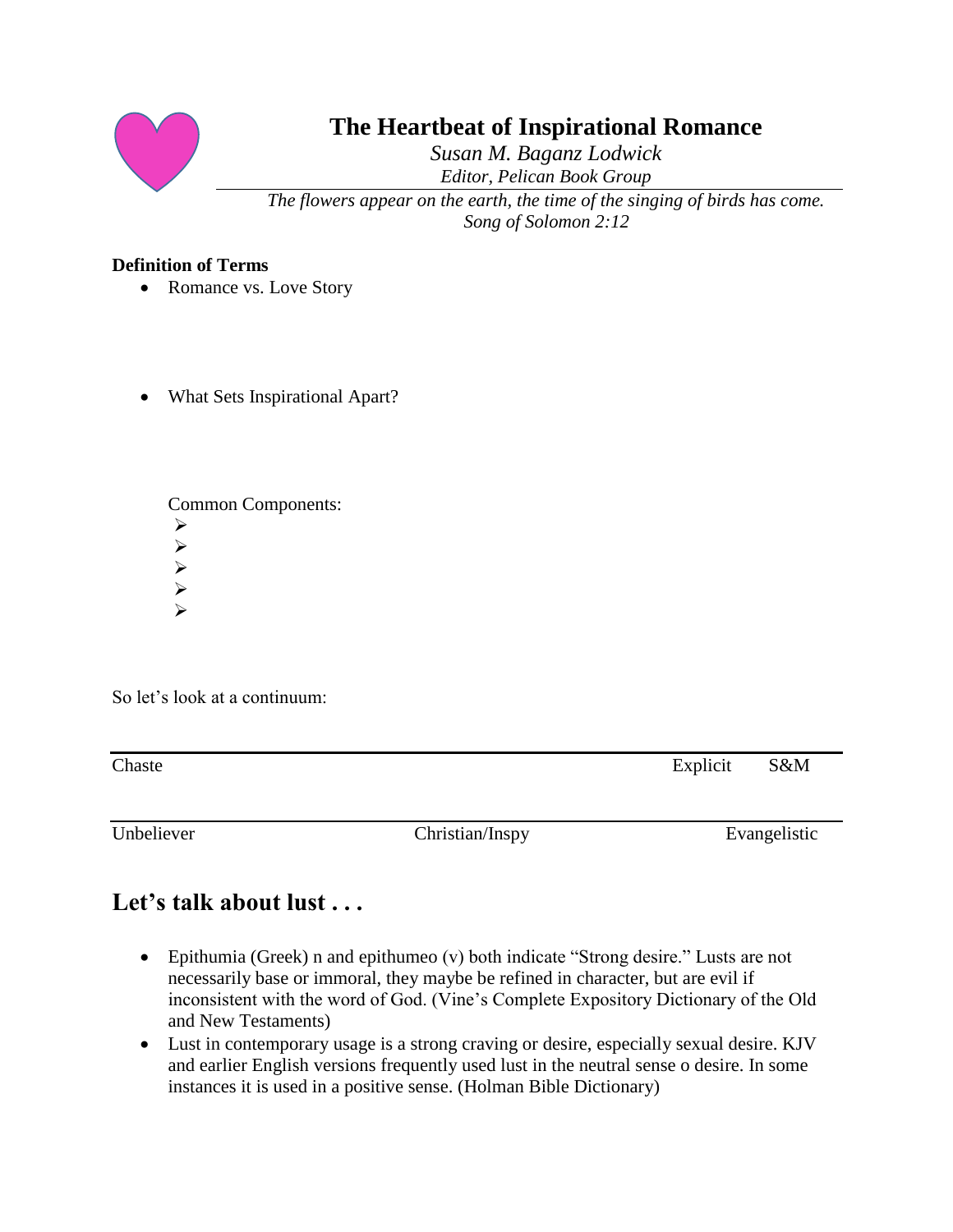# The Heartbeat of Inspirational Romance

*Susan M. Baganz Lodwick*

*Editor, Pelican Book Group*

---

*The flowers appear on the earth, the time of the singing of birds has come.*
*Song of Solomon 2:12*

**Definition of Terms**

- Romance vs. Love Story

- What Sets Inspirational Apart?

  Common Components:
  - 
  - 
  - 
  - 
  - 

So let's look at a continuum:

---

Chaste                                                      Explicit    S&M

---

Unbeliever                    Christian/Inspy                    Evangelistic

## Let's talk about lust . . .

- Epithumia (Greek) n and epithumeo (v) both indicate "Strong desire." Lusts are not necessarily base or immoral, they maybe be refined in character, but are evil if inconsistent with the word of God. (Vine's Complete Expository Dictionary of the Old and New Testaments)
- Lust in contemporary usage is a strong craving or desire, especially sexual desire. KJV and earlier English versions frequently used lust in the neutral sense o desire. In some instances it is used in a positive sense. (Holman Bible Dictionary)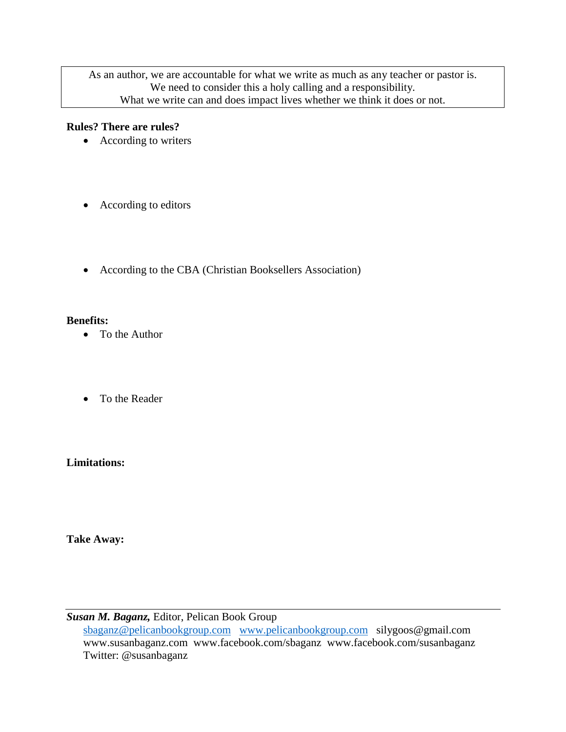> As an author, we are accountable for what we write as much as any teacher or pastor is.
> We need to consider this a holy calling and a responsibility.
> What we write can and does impact lives whether we think it does or not.

**Rules? There are rules?**

- According to writers
- According to editors
- According to the CBA (Christian Booksellers Association)

**Benefits:**

- To the Author
- To the Reader

**Limitations:**

**Take Away:**

---

***Susan M. Baganz,*** Editor, Pelican Book Group
sbaganz@pelicanbookgroup.com www.pelicanbookgroup.com silygoos@gmail.com
www.susanbaganz.com www.facebook.com/sbaganz www.facebook.com/susanbaganz
Twitter: @susanbaganz